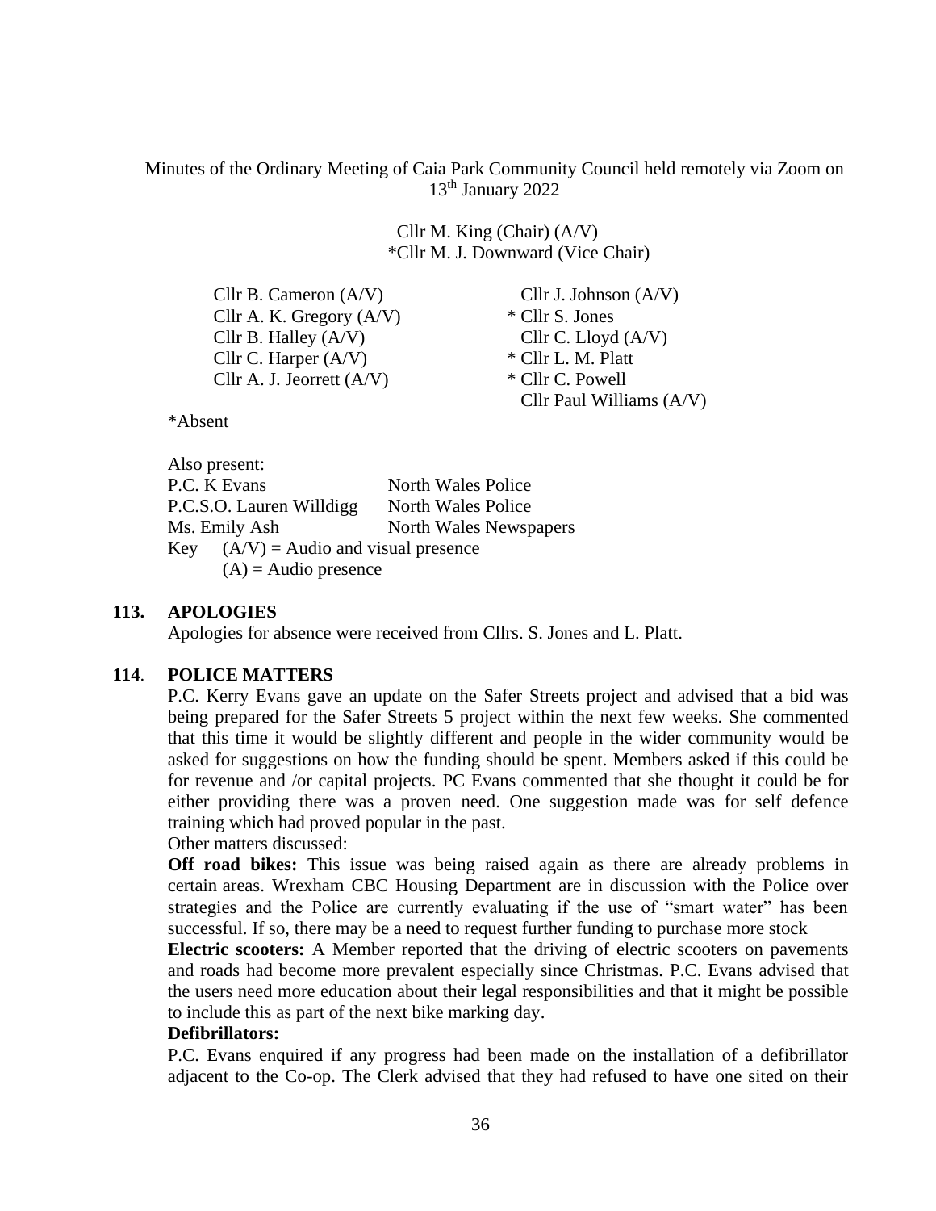Minutes of the Ordinary Meeting of Caia Park Community Council held remotely via Zoom on 13th January 2022

Cllr M. King (Chair) (A/V)
*Cllr M. J. Downward (Vice Chair)

Cllr B. Cameron (A/V)
Cllr A. K. Gregory (A/V)
Cllr B. Halley (A/V)
Cllr C. Harper (A/V)
Cllr A. J. Jeorrett (A/V)
Cllr J. Johnson (A/V)
* Cllr S. Jones
Cllr C. Lloyd (A/V)
* Cllr L. M. Platt
* Cllr C. Powell
Cllr Paul Williams (A/V)

*Absent

Also present:

| | |
|---|---|
| P.C. K Evans | North Wales Police |
| P.C.S.O. Lauren Willdigg | North Wales Police |
| Ms. Emily Ash | North Wales Newspapers |

Key (A/V) = Audio and visual presence
(A) = Audio presence

## 113. APOLOGIES

Apologies for absence were received from Cllrs. S. Jones and L. Platt.

## 114. POLICE MATTERS

P.C. Kerry Evans gave an update on the Safer Streets project and advised that a bid was being prepared for the Safer Streets 5 project within the next few weeks. She commented that this time it would be slightly different and people in the wider community would be asked for suggestions on how the funding should be spent. Members asked if this could be for revenue and /or capital projects. PC Evans commented that she thought it could be for either providing there was a proven need. One suggestion made was for self defence training which had proved popular in the past.

Other matters discussed:

**Off road bikes:** This issue was being raised again as there are already problems in certain areas. Wrexham CBC Housing Department are in discussion with the Police over strategies and the Police are currently evaluating if the use of "smart water" has been successful. If so, there may be a need to request further funding to purchase more stock

**Electric scooters:** A Member reported that the driving of electric scooters on pavements and roads had become more prevalent especially since Christmas. P.C. Evans advised that the users need more education about their legal responsibilities and that it might be possible to include this as part of the next bike marking day.

**Defibrillators:**

P.C. Evans enquired if any progress had been made on the installation of a defibrillator adjacent to the Co-op. The Clerk advised that they had refused to have one sited on their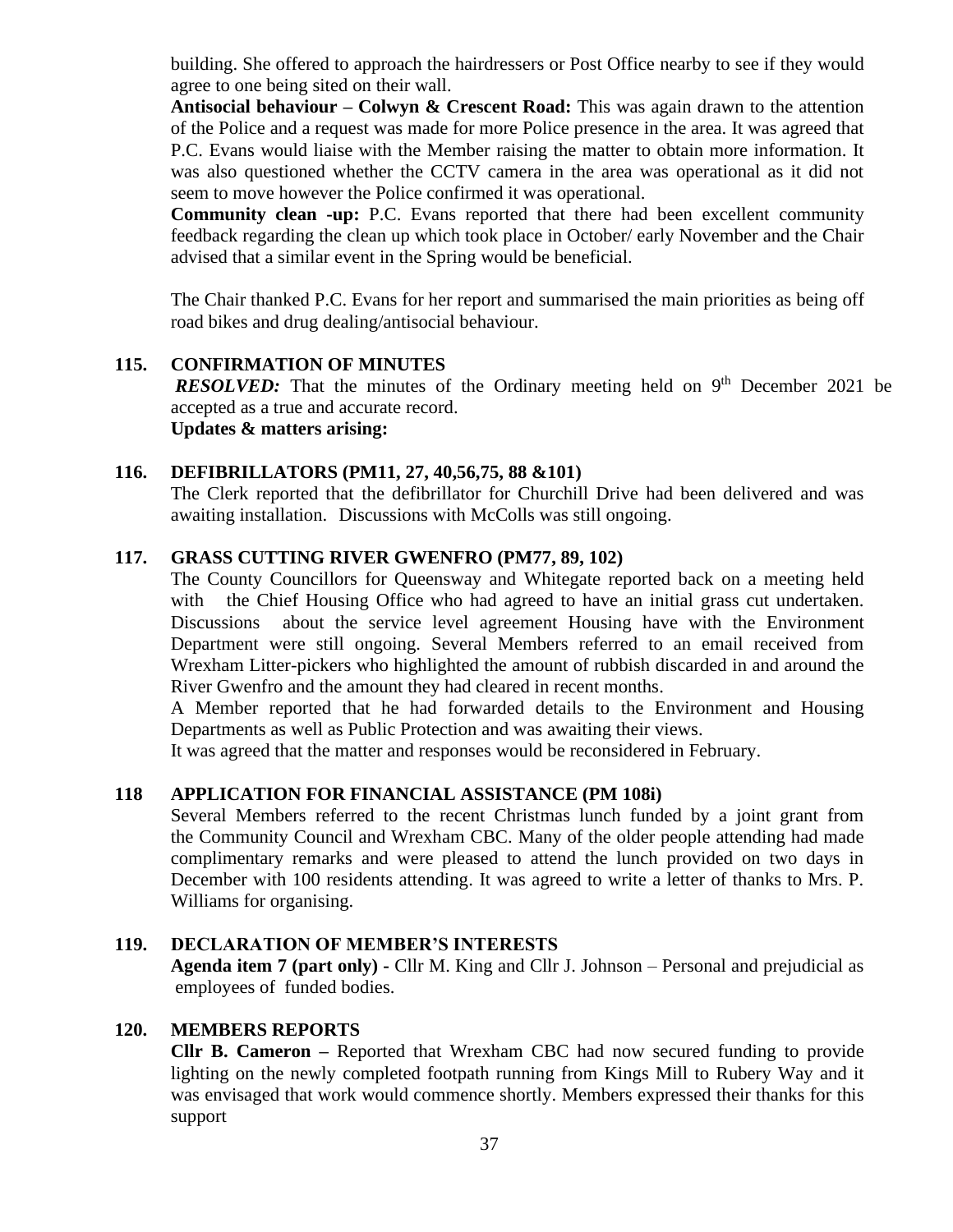building. She offered to approach the hairdressers or Post Office nearby to see if they would agree to one being sited on their wall.

**Antisocial behaviour – Colwyn & Crescent Road:** This was again drawn to the attention of the Police and a request was made for more Police presence in the area. It was agreed that P.C. Evans would liaise with the Member raising the matter to obtain more information. It was also questioned whether the CCTV camera in the area was operational as it did not seem to move however the Police confirmed it was operational.

**Community clean -up:** P.C. Evans reported that there had been excellent community feedback regarding the clean up which took place in October/ early November and the Chair advised that a similar event in the Spring would be beneficial.

The Chair thanked P.C. Evans for her report and summarised the main priorities as being off road bikes and drug dealing/antisocial behaviour.

## 115. CONFIRMATION OF MINUTES

***RESOLVED:*** That the minutes of the Ordinary meeting held on 9th December 2021 be accepted as a true and accurate record.

**Updates & matters arising:**

## 116. DEFIBRILLATORS (PM11, 27, 40,56,75, 88 &101)

The Clerk reported that the defibrillator for Churchill Drive had been delivered and was awaiting installation. Discussions with McColls was still ongoing.

## 117. GRASS CUTTING RIVER GWENFRO (PM77, 89, 102)

The County Councillors for Queensway and Whitegate reported back on a meeting held with the Chief Housing Office who had agreed to have an initial grass cut undertaken. Discussions about the service level agreement Housing have with the Environment Department were still ongoing. Several Members referred to an email received from Wrexham Litter-pickers who highlighted the amount of rubbish discarded in and around the River Gwenfro and the amount they had cleared in recent months.

A Member reported that he had forwarded details to the Environment and Housing Departments as well as Public Protection and was awaiting their views.

It was agreed that the matter and responses would be reconsidered in February.

## 118 APPLICATION FOR FINANCIAL ASSISTANCE (PM 108i)

Several Members referred to the recent Christmas lunch funded by a joint grant from the Community Council and Wrexham CBC. Many of the older people attending had made complimentary remarks and were pleased to attend the lunch provided on two days in December with 100 residents attending. It was agreed to write a letter of thanks to Mrs. P. Williams for organising.

## 119. DECLARATION OF MEMBER'S INTERESTS

**Agenda item 7 (part only) -** Cllr M. King and Cllr J. Johnson – Personal and prejudicial as employees of funded bodies.

## 120. MEMBERS REPORTS

**Cllr B. Cameron –** Reported that Wrexham CBC had now secured funding to provide lighting on the newly completed footpath running from Kings Mill to Rubery Way and it was envisaged that work would commence shortly. Members expressed their thanks for this support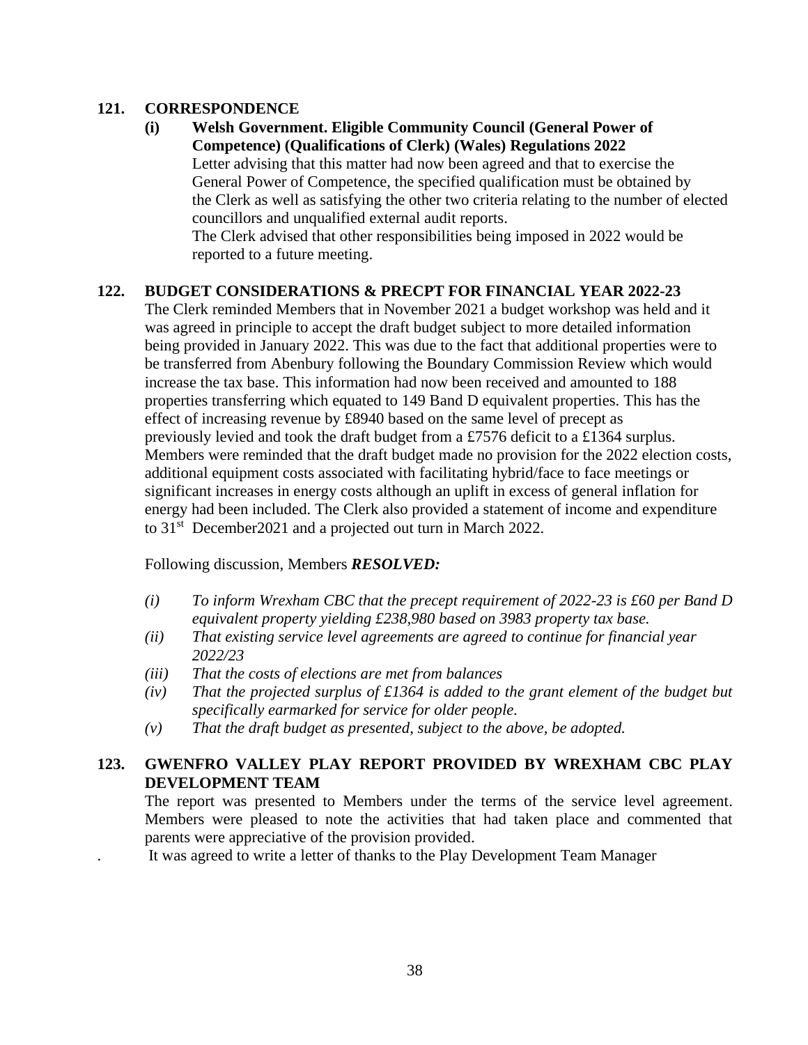**121. CORRESPONDENCE**

**(i) Welsh Government. Eligible Community Council (General Power of Competence) (Qualifications of Clerk) (Wales) Regulations 2022**

Letter advising that this matter had now been agreed and that to exercise the General Power of Competence, the specified qualification must be obtained by the Clerk as well as satisfying the other two criteria relating to the number of elected councillors and unqualified external audit reports.

The Clerk advised that other responsibilities being imposed in 2022 would be reported to a future meeting.

**122. BUDGET CONSIDERATIONS & PRECPT FOR FINANCIAL YEAR 2022-23**

The Clerk reminded Members that in November 2021 a budget workshop was held and it was agreed in principle to accept the draft budget subject to more detailed information being provided in January 2022. This was due to the fact that additional properties were to be transferred from Abenbury following the Boundary Commission Review which would increase the tax base. This information had now been received and amounted to 188 properties transferring which equated to 149 Band D equivalent properties. This has the effect of increasing revenue by £8940 based on the same level of precept as previously levied and took the draft budget from a £7576 deficit to a £1364 surplus. Members were reminded that the draft budget made no provision for the 2022 election costs, additional equipment costs associated with facilitating hybrid/face to face meetings or significant increases in energy costs although an uplift in excess of general inflation for energy had been included. The Clerk also provided a statement of income and expenditure to 31st December2021 and a projected out turn in March 2022.

Following discussion, Members ***RESOLVED:***

- *(i) To inform Wrexham CBC that the precept requirement of 2022-23 is £60 per Band D equivalent property yielding £238,980 based on 3983 property tax base.*
- *(ii) That existing service level agreements are agreed to continue for financial year 2022/23*
- *(iii) That the costs of elections are met from balances*
- *(iv) That the projected surplus of £1364 is added to the grant element of the budget but specifically earmarked for service for older people.*
- *(v) That the draft budget as presented, subject to the above, be adopted.*

**123. GWENFRO VALLEY PLAY REPORT PROVIDED BY WREXHAM CBC PLAY DEVELOPMENT TEAM**

The report was presented to Members under the terms of the service level agreement. Members were pleased to note the activities that had taken place and commented that parents were appreciative of the provision provided.

. It was agreed to write a letter of thanks to the Play Development Team Manager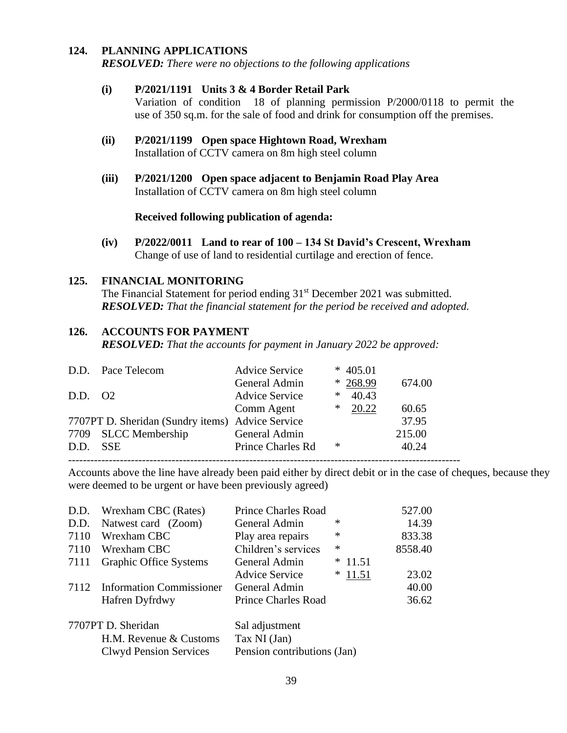**124. PLANNING APPLICATIONS**
***RESOLVED:*** *There were no objections to the following applications*

**(i) P/2021/1191 Units 3 & 4 Border Retail Park**
Variation of condition 18 of planning permission P/2000/0118 to permit the use of 350 sq.m. for the sale of food and drink for consumption off the premises.

**(ii) P/2021/1199 Open space Hightown Road, Wrexham**
Installation of CCTV camera on 8m high steel column

**(iii) P/2021/1200 Open space adjacent to Benjamin Road Play Area**
Installation of CCTV camera on 8m high steel column

**Received following publication of agenda:**

**(iv) P/2022/0011 Land to rear of 100 – 134 St David's Crescent, Wrexham**
Change of use of land to residential curtilage and erection of fence.

**125. FINANCIAL MONITORING**
The Financial Statement for period ending 31st December 2021 was submitted.
***RESOLVED:*** *That the financial statement for the period be received and adopted.*

**126. ACCOUNTS FOR PAYMENT**
***RESOLVED:*** *That the accounts for payment in January 2022 be approved:*

| | | | | | |
|---|---|---|---|---|---|
| D.D. | Pace Telecom | Advice Service | * | 405.01 | |
| | | General Admin | * | 268.99 | 674.00 |
| D.D. | O2 | Advice Service | * | 40.43 | |
| | | Comm Agent | * | 20.22 | 60.65 |
| 7707PT | D. Sheridan (Sundry items) | Advice Service | | | 37.95 |
| 7709 | SLCC Membership | General Admin | | | 215.00 |
| D.D. | SSE | Prince Charles Rd | * | | 40.24 |

---

Accounts above the line have already been paid either by direct debit or in the case of cheques, because they were deemed to be urgent or have been previously agreed)

| | | | | | |
|---|---|---|---|---|---|
| D.D. | Wrexham CBC (Rates) | Prince Charles Road | | | 527.00 |
| D.D. | Natwest card (Zoom) | General Admin | * | | 14.39 |
| 7110 | Wrexham CBC | Play area repairs | * | | 833.38 |
| 7110 | Wrexham CBC | Children's services | * | | 8558.40 |
| 7111 | Graphic Office Systems | General Admin | * | 11.51 | |
| | | Advice Service | * | 11.51 | 23.02 |
| 7112 | Information Commissioner | General Admin | | | 40.00 |
| | Hafren Dyfrdwy | Prince Charles Road | | | 36.62 |
| 7707PT | D. Sheridan | Sal adjustment | | | |
| | H.M. Revenue & Customs | Tax NI (Jan) | | | |
| | Clwyd Pension Services | Pension contributions (Jan) | | | |